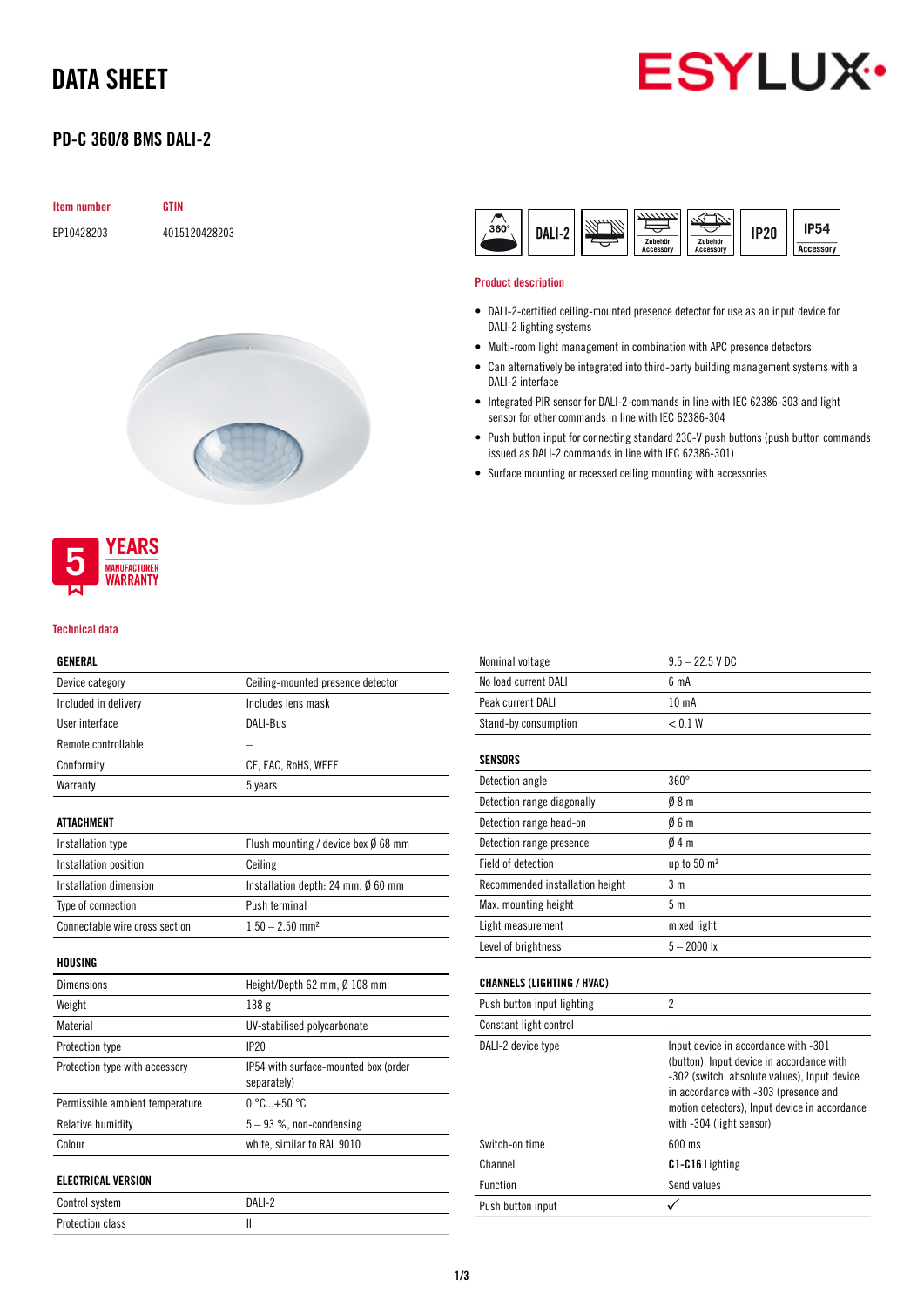# DATA SHEET

## PD-C 360/8 BMS DALI-2

| Item number | GTIN |
|---|---|
| EP10428203 | 4015120428203 |

360° | DALI-2 | Zubehör Accessory | Zubehör Accessory | IP20 | IP54 Accessory

### Product description

- DALI-2-certified ceiling-mounted presence detector for use as an input device for DALI-2 lighting systems
- Multi-room light management in combination with APC presence detectors
- Can alternatively be integrated into third-party building management systems with a DALI-2 interface
- Integrated PIR sensor for DALI-2-commands in line with IEC 62386-303 and light sensor for other commands in line with IEC 62386-304
- Push button input for connecting standard 230-V push buttons (push button commands issued as DALI-2 commands in line with IEC 62386-301)
- Surface mounting or recessed ceiling mounting with accessories

5 YEARS MANUFACTURER WARRANTY

### Technical data

| GENERAL | |
|---|---|
| Device category | Ceiling-mounted presence detector |
| Included in delivery | Includes lens mask |
| User interface | DALI-Bus |
| Remote controllable | – |
| Conformity | CE, EAC, RoHS, WEEE |
| Warranty | 5 years |

| ATTACHMENT | |
|---|---|
| Installation type | Flush mounting / device box Ø 68 mm |
| Installation position | Ceiling |
| Installation dimension | Installation depth: 24 mm, Ø 60 mm |
| Type of connection | Push terminal |
| Connectable wire cross section | 1.50 – 2.50 mm² |

| HOUSING | |
|---|---|
| Dimensions | Height/Depth 62 mm, Ø 108 mm |
| Weight | 138 g |
| Material | UV-stabilised polycarbonate |
| Protection type | IP20 |
| Protection type with accessory | IP54 with surface-mounted box (order separately) |
| Permissible ambient temperature | 0 °C...+50 °C |
| Relative humidity | 5 – 93 %, non-condensing |
| Colour | white, similar to RAL 9010 |

| ELECTRICAL VERSION | |
|---|---|
| Control system | DALI-2 |
| Protection class | II |
| Nominal voltage | 9.5 – 22.5 V DC |
| No load current DALI | 6 mA |
| Peak current DALI | 10 mA |
| Stand-by consumption | < 0.1 W |

| SENSORS | |
|---|---|
| Detection angle | 360° |
| Detection range diagonally | Ø 8 m |
| Detection range head-on | Ø 6 m |
| Detection range presence | Ø 4 m |
| Field of detection | up to 50 m² |
| Recommended installation height | 3 m |
| Max. mounting height | 5 m |
| Light measurement | mixed light |
| Level of brightness | 5 – 2000 lx |

| CHANNELS (LIGHTING / HVAC) | |
|---|---|
| Push button input lighting | 2 |
| Constant light control | – |
| DALI-2 device type | Input device in accordance with -301 (button), Input device in accordance with -302 (switch, absolute values), Input device in accordance with -303 (presence and motion detectors), Input device in accordance with -304 (light sensor) |
| Switch-on time | 600 ms |
| Channel | **C1-C16** Lighting |
| Function | Send values |
| Push button input | ✓ |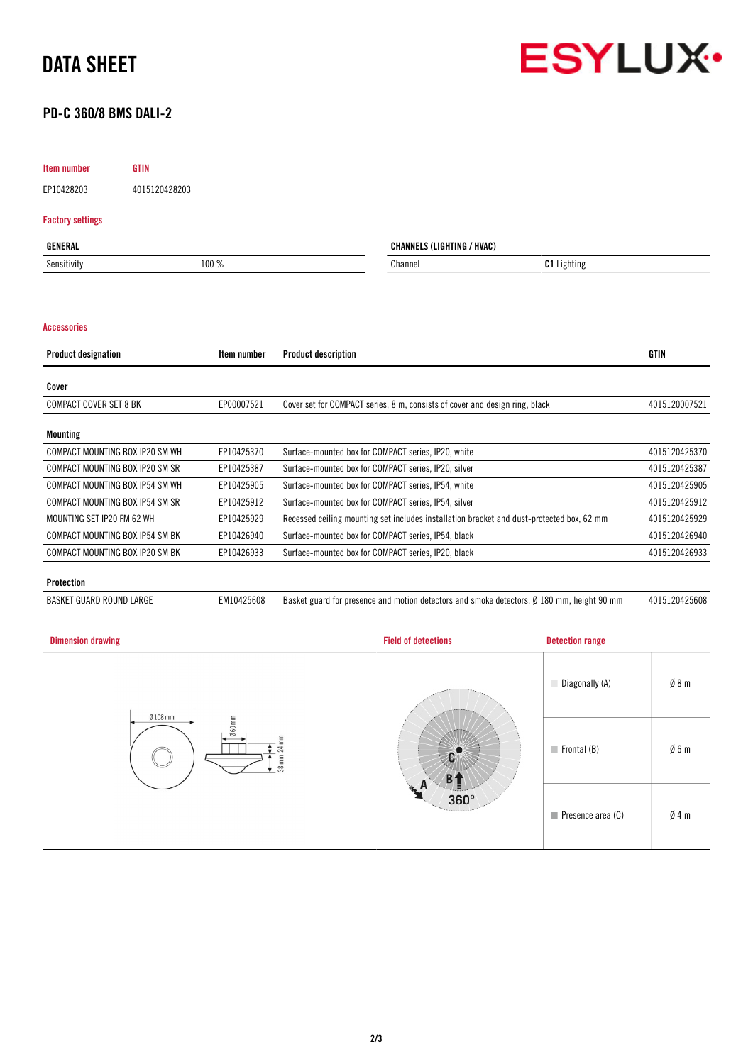# DATA SHEET

## PD-C 360/8 BMS DALI-2

| Item number | GTIN |
|---|---|
| EP10428203 | 4015120428203 |

### Factory settings

| GENERAL | |
|---|---|
| Sensitivity | 100 % |

| CHANNELS (LIGHTING / HVAC) | |
|---|---|
| Channel | **C1** Lighting |

### Accessories

| Product designation | Item number | Product description | GTIN |
|---|---|---|---|
| **Cover** | | | |
| COMPACT COVER SET 8 BK | EP00007521 | Cover set for COMPACT series, 8 m, consists of cover and design ring, black | 4015120007521 |
| **Mounting** | | | |
| COMPACT MOUNTING BOX IP20 SM WH | EP10425370 | Surface-mounted box for COMPACT series, IP20, white | 4015120425370 |
| COMPACT MOUNTING BOX IP20 SM SR | EP10425387 | Surface-mounted box for COMPACT series, IP20, silver | 4015120425387 |
| COMPACT MOUNTING BOX IP54 SM WH | EP10425905 | Surface-mounted box for COMPACT series, IP54, white | 4015120425905 |
| COMPACT MOUNTING BOX IP54 SM SR | EP10425912 | Surface-mounted box for COMPACT series, IP54, silver | 4015120425912 |
| MOUNTING SET IP20 FM 62 WH | EP10425929 | Recessed ceiling mounting set includes installation bracket and dust-protected box, 62 mm | 4015120425929 |
| COMPACT MOUNTING BOX IP54 SM BK | EP10426940 | Surface-mounted box for COMPACT series, IP54, black | 4015120426940 |
| COMPACT MOUNTING BOX IP20 SM BK | EP10426933 | Surface-mounted box for COMPACT series, IP20, black | 4015120426933 |
| **Protection** | | | |
| BASKET GUARD ROUND LARGE | EM10425608 | Basket guard for presence and motion detectors and smoke detectors, Ø 180 mm, height 90 mm | 4015120425608 |

### Dimension drawing

Ø 108 mm, Ø 60 mm, 24 mm, 38 mm

### Field of detections

A, B, C, 360°

### Detection range

| | |
|---|---|
| Diagonally (A) | Ø 8 m |
| Frontal (B) | Ø 6 m |
| Presence area (C) | Ø 4 m |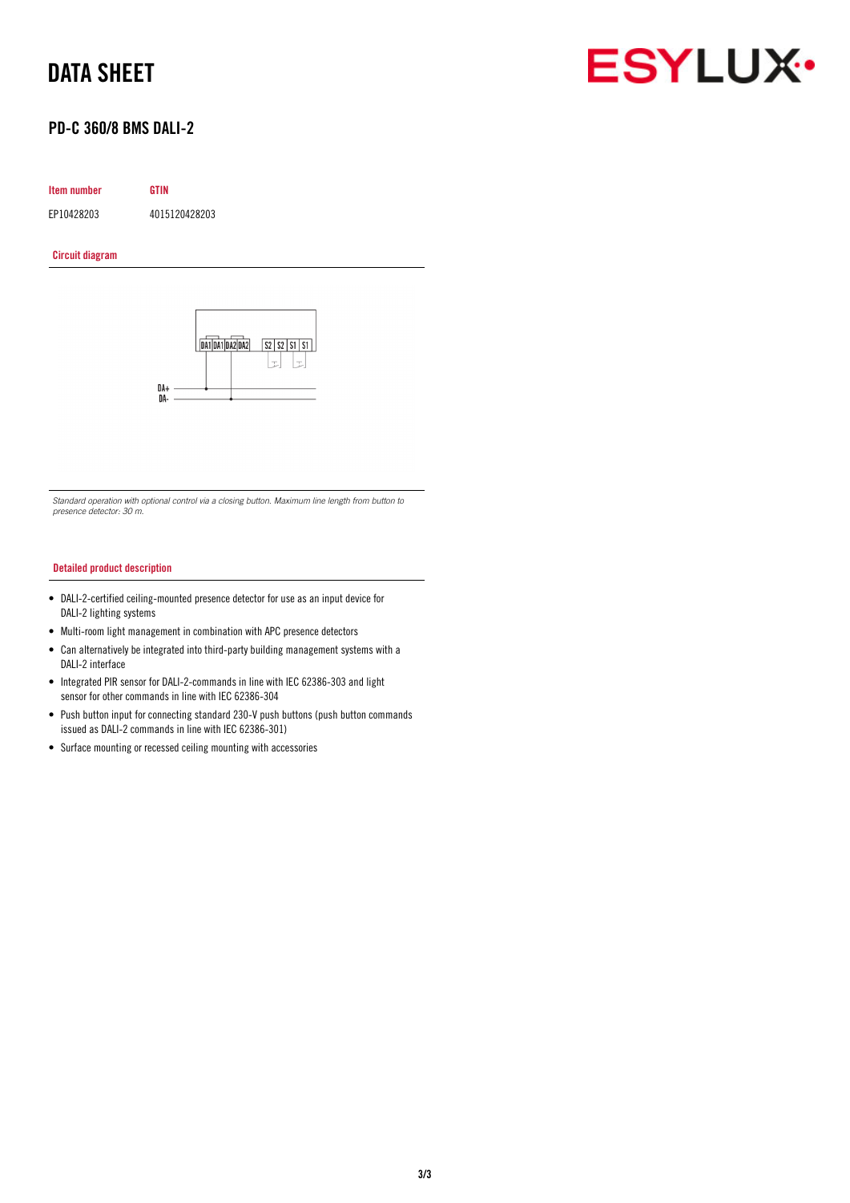# DATA SHEET

ESYLUX

## PD-C 360/8 BMS DALI-2

| Item number | GTIN |
| --- | --- |
| EP10428203 | 4015120428203 |

### Circuit diagram

DA1 DA1 DA2 DA2 S2 S2 S1 S1

DA+
DA-

*Standard operation with optional control via a closing button. Maximum line length from button to presence detector: 30 m.*

### Detailed product description

- DALI-2-certified ceiling-mounted presence detector for use as an input device for DALI-2 lighting systems
- Multi-room light management in combination with APC presence detectors
- Can alternatively be integrated into third-party building management systems with a DALI-2 interface
- Integrated PIR sensor for DALI-2-commands in line with IEC 62386-303 and light sensor for other commands in line with IEC 62386-304
- Push button input for connecting standard 230-V push buttons (push button commands issued as DALI-2 commands in line with IEC 62386-301)
- Surface mounting or recessed ceiling mounting with accessories